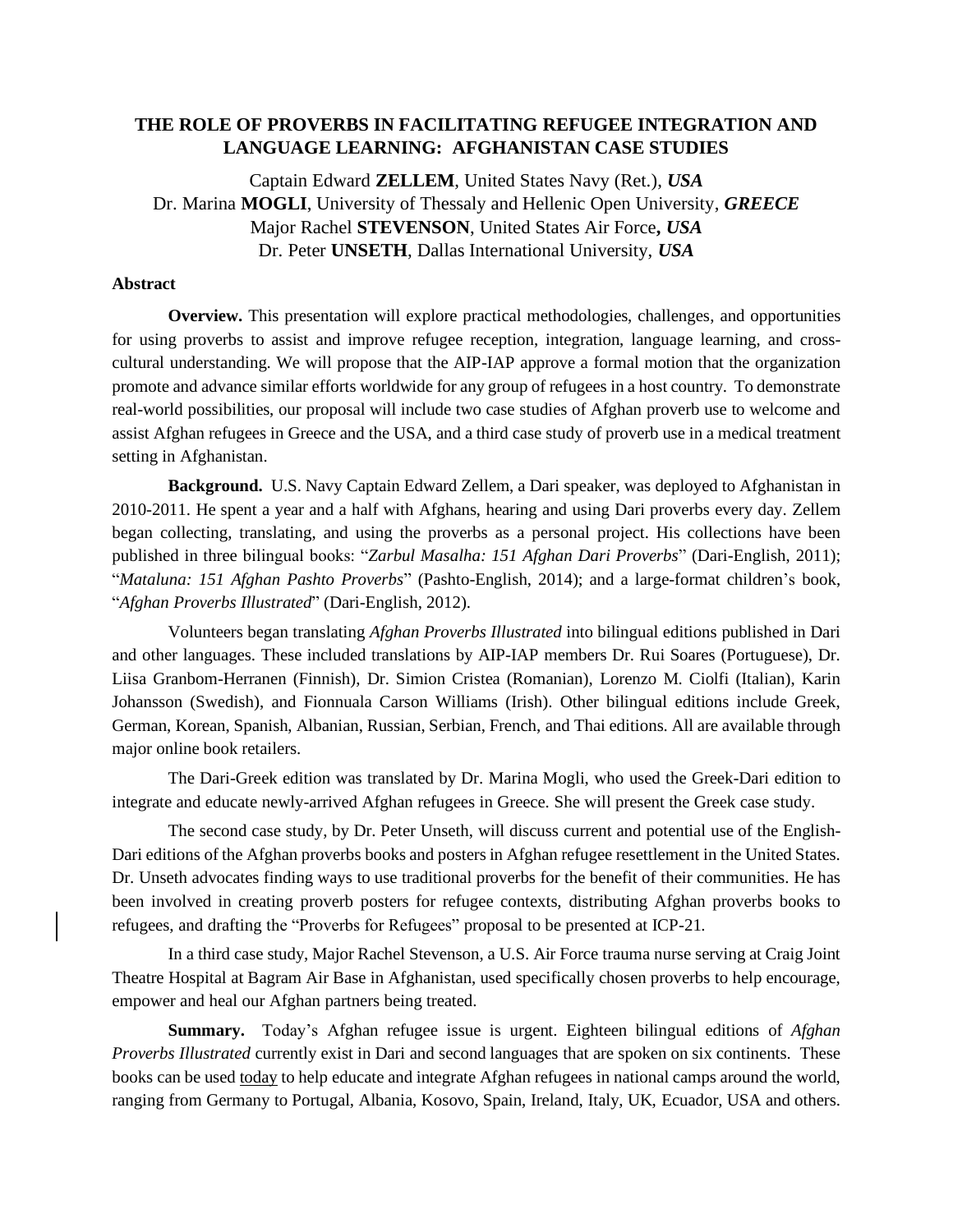# THE ROLE OF PROVERBS IN FACILITATING REFUGEE INTEGRATION AND LANGUAGE LEARNING: AFGHANISTAN CASE STUDIES

Captain Edward **ZELLEM**, United States Navy (Ret.), ***USA***
Dr. Marina **MOGLI**, University of Thessaly and Hellenic Open University, ***GREECE***
Major Rachel **STEVENSON**, United States Air Force**,** ***USA***
Dr. Peter **UNSETH**, Dallas International University, ***USA***

### Abstract

**Overview.** This presentation will explore practical methodologies, challenges, and opportunities for using proverbs to assist and improve refugee reception, integration, language learning, and cross-cultural understanding. We will propose that the AIP-IAP approve a formal motion that the organization promote and advance similar efforts worldwide for any group of refugees in a host country. To demonstrate real-world possibilities, our proposal will include two case studies of Afghan proverb use to welcome and assist Afghan refugees in Greece and the USA, and a third case study of proverb use in a medical treatment setting in Afghanistan.

**Background.** U.S. Navy Captain Edward Zellem, a Dari speaker, was deployed to Afghanistan in 2010-2011. He spent a year and a half with Afghans, hearing and using Dari proverbs every day. Zellem began collecting, translating, and using the proverbs as a personal project. His collections have been published in three bilingual books: "*Zarbul Masalha: 151 Afghan Dari Proverbs*" (Dari-English, 2011); "*Mataluna: 151 Afghan Pashto Proverbs*" (Pashto-English, 2014); and a large-format children's book, "*Afghan Proverbs Illustrated*" (Dari-English, 2012).

Volunteers began translating *Afghan Proverbs Illustrated* into bilingual editions published in Dari and other languages. These included translations by AIP-IAP members Dr. Rui Soares (Portuguese), Dr. Liisa Granbom-Herranen (Finnish), Dr. Simion Cristea (Romanian), Lorenzo M. Ciolfi (Italian), Karin Johansson (Swedish), and Fionnuala Carson Williams (Irish). Other bilingual editions include Greek, German, Korean, Spanish, Albanian, Russian, Serbian, French, and Thai editions. All are available through major online book retailers.

The Dari-Greek edition was translated by Dr. Marina Mogli, who used the Greek-Dari edition to integrate and educate newly-arrived Afghan refugees in Greece. She will present the Greek case study.

The second case study, by Dr. Peter Unseth, will discuss current and potential use of the English-Dari editions of the Afghan proverbs books and posters in Afghan refugee resettlement in the United States. Dr. Unseth advocates finding ways to use traditional proverbs for the benefit of their communities. He has been involved in creating proverb posters for refugee contexts, distributing Afghan proverbs books to refugees, and drafting the "Proverbs for Refugees" proposal to be presented at ICP-21.

In a third case study, Major Rachel Stevenson, a U.S. Air Force trauma nurse serving at Craig Joint Theatre Hospital at Bagram Air Base in Afghanistan, used specifically chosen proverbs to help encourage, empower and heal our Afghan partners being treated.

**Summary.** Today's Afghan refugee issue is urgent. Eighteen bilingual editions of *Afghan Proverbs Illustrated* currently exist in Dari and second languages that are spoken on six continents. These books can be used <u>today</u> to help educate and integrate Afghan refugees in national camps around the world, ranging from Germany to Portugal, Albania, Kosovo, Spain, Ireland, Italy, UK, Ecuador, USA and others.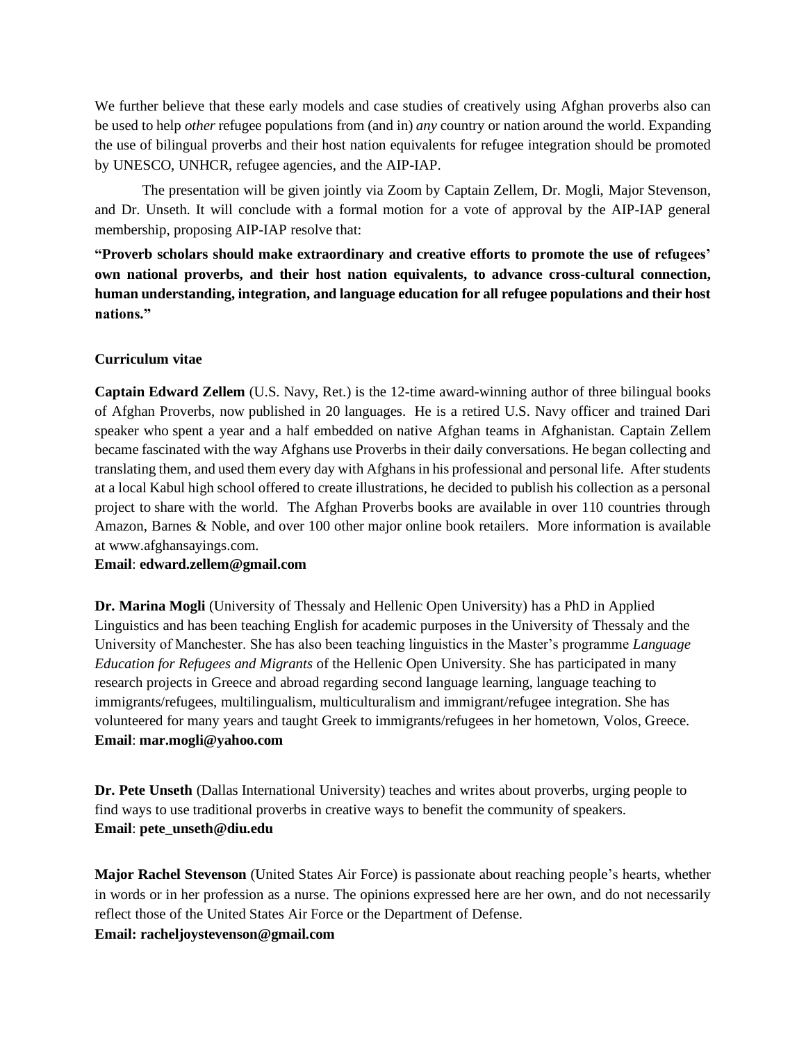We further believe that these early models and case studies of creatively using Afghan proverbs also can be used to help *other* refugee populations from (and in) *any* country or nation around the world. Expanding the use of bilingual proverbs and their host nation equivalents for refugee integration should be promoted by UNESCO, UNHCR, refugee agencies, and the AIP-IAP.

The presentation will be given jointly via Zoom by Captain Zellem, Dr. Mogli, Major Stevenson, and Dr. Unseth. It will conclude with a formal motion for a vote of approval by the AIP-IAP general membership, proposing AIP-IAP resolve that:

**"Proverb scholars should make extraordinary and creative efforts to promote the use of refugees' own national proverbs, and their host nation equivalents, to advance cross-cultural connection, human understanding, integration, and language education for all refugee populations and their host nations."**

**Curriculum vitae**

**Captain Edward Zellem** (U.S. Navy, Ret.) is the 12-time award-winning author of three bilingual books of Afghan Proverbs, now published in 20 languages. He is a retired U.S. Navy officer and trained Dari speaker who spent a year and a half embedded on native Afghan teams in Afghanistan. Captain Zellem became fascinated with the way Afghans use Proverbs in their daily conversations. He began collecting and translating them, and used them every day with Afghans in his professional and personal life. After students at a local Kabul high school offered to create illustrations, he decided to publish his collection as a personal project to share with the world. The Afghan Proverbs books are available in over 110 countries through Amazon, Barnes & Noble, and over 100 other major online book retailers. More information is available at www.afghansayings.com.
**Email**: **edward.zellem@gmail.com**

**Dr. Marina Mogli** (University of Thessaly and Hellenic Open University) has a PhD in Applied Linguistics and has been teaching English for academic purposes in the University of Thessaly and the University of Manchester. She has also been teaching linguistics in the Master's programme *Language Education for Refugees and Migrants* of the Hellenic Open University. She has participated in many research projects in Greece and abroad regarding second language learning, language teaching to immigrants/refugees, multilingualism, multiculturalism and immigrant/refugee integration. She has volunteered for many years and taught Greek to immigrants/refugees in her hometown, Volos, Greece.
**Email**: **mar.mogli@yahoo.com**

**Dr. Pete Unseth** (Dallas International University) teaches and writes about proverbs, urging people to find ways to use traditional proverbs in creative ways to benefit the community of speakers.
**Email**: **pete_unseth@diu.edu**

**Major Rachel Stevenson** (United States Air Force) is passionate about reaching people's hearts, whether in words or in her profession as a nurse. The opinions expressed here are her own, and do not necessarily reflect those of the United States Air Force or the Department of Defense.
**Email: racheljoystevenson@gmail.com**